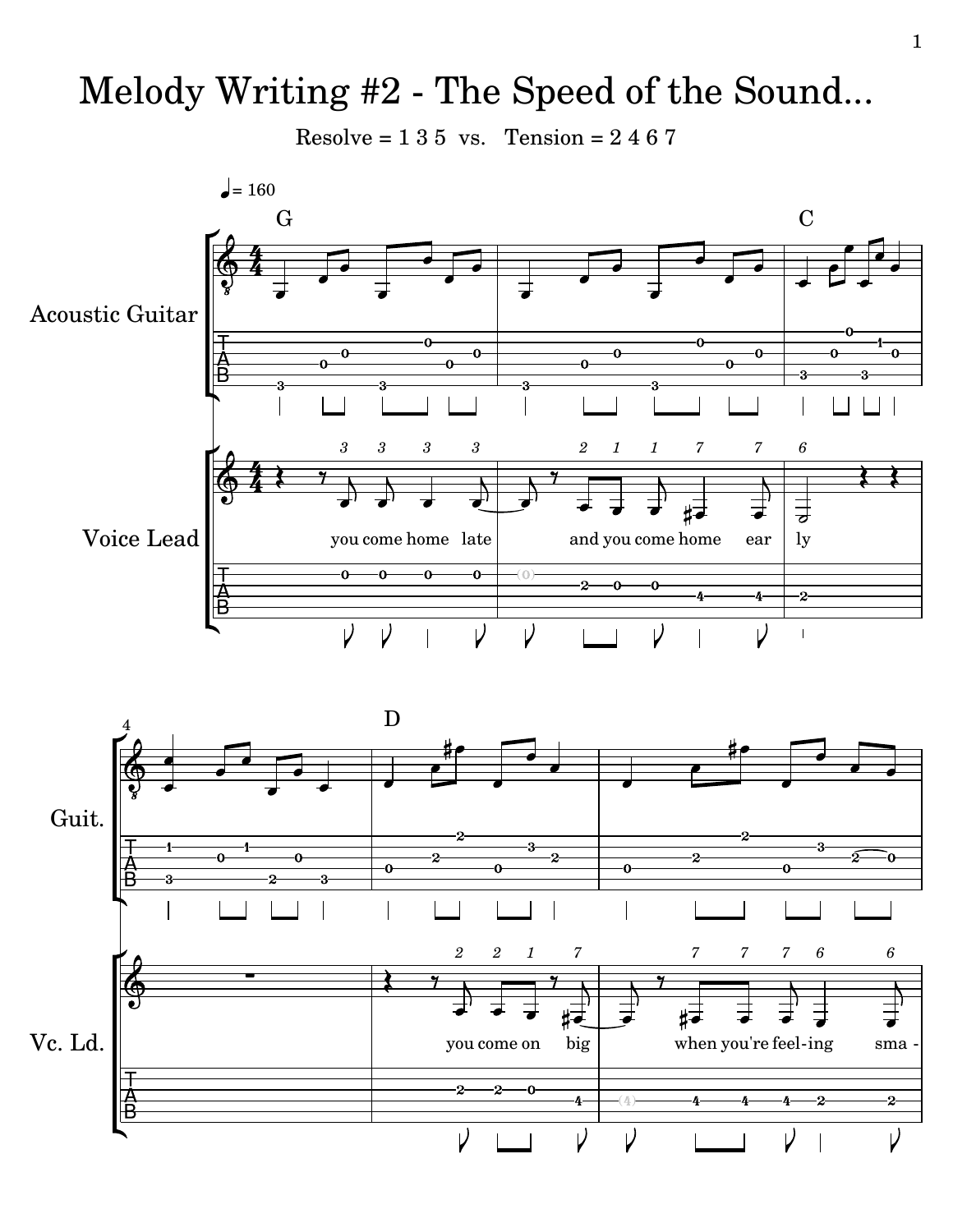# Melody Writing #2 - The Speed of the Sound...

Resolve = 1 3 5 vs. Tension = 2 4 6 7

♩= 160

G — C — D

Acoustic Guitar / Guit.

Voice Lead / Vc. Ld.

3 3 3 3 — 2 1 1 7 7 — 6

you come home late and you come home ear ly

2 2 1 7 — 7 7 7 6 6

you come on big when you're feel-ing sma -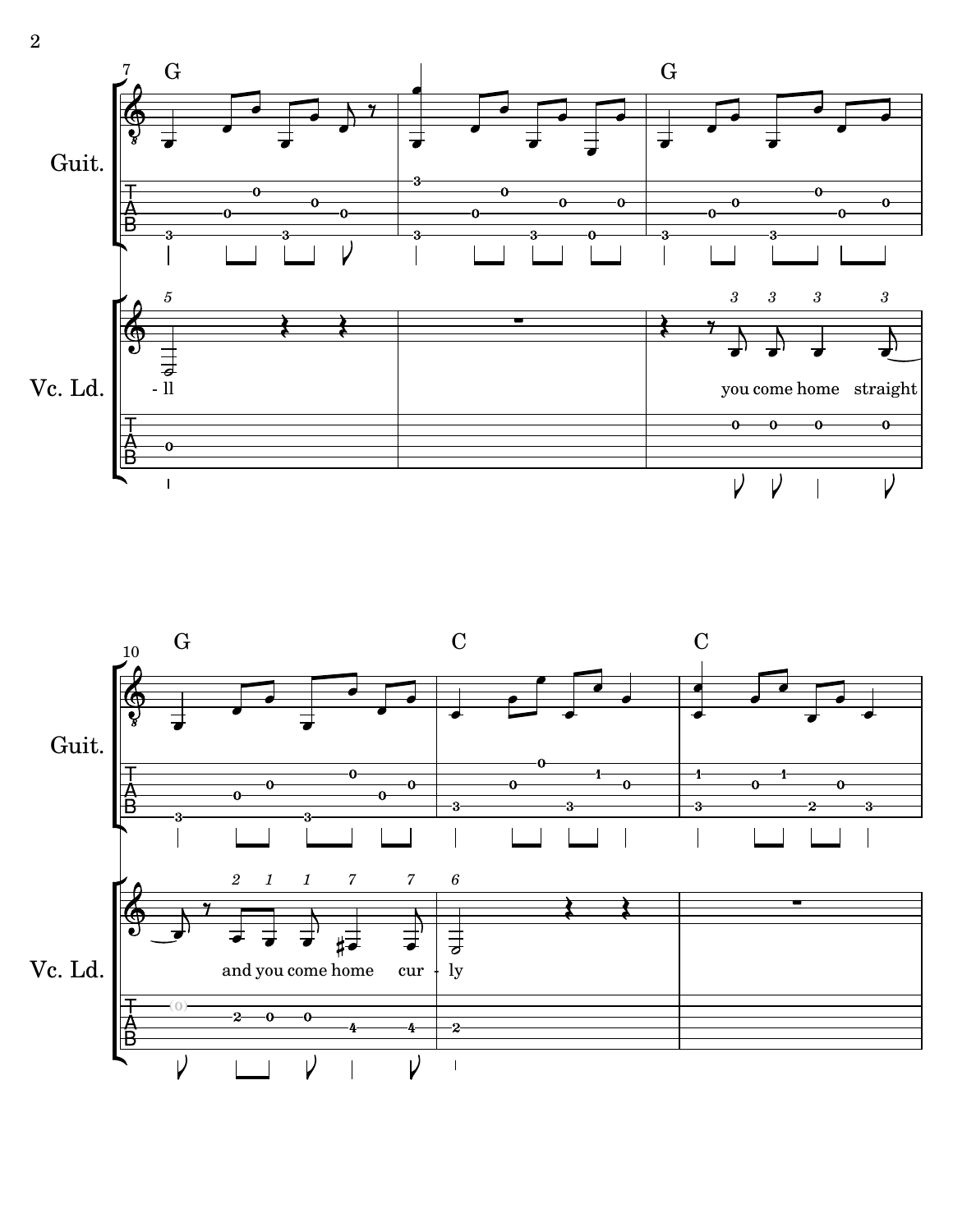Guit.

G — G

Vc. Ld.

- ll

you come home straight

Guit.

G — C — C

Vc. Ld.

and you come home cur - ly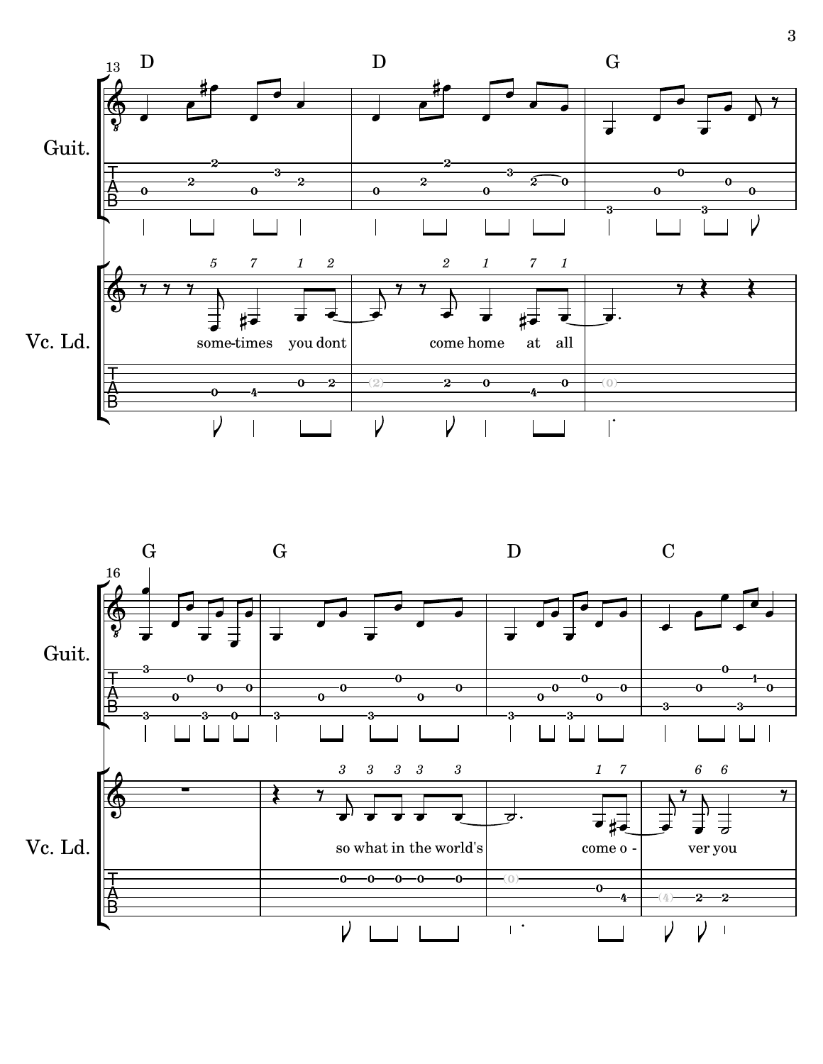D D G

Guit.

some-times you dont come home at all

Vc. Ld.

G G D C

Guit.

so what in the world's come o - ver you

Vc. Ld.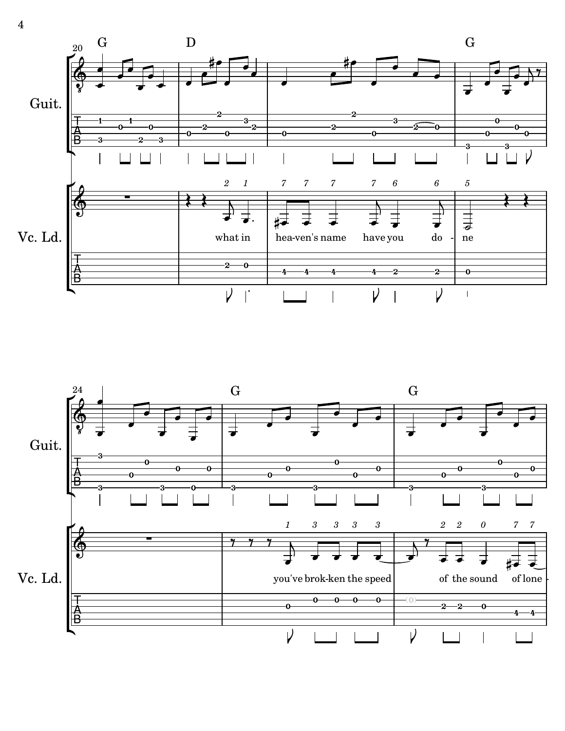Guit.

Vc. Ld.

G D G

what in hea-ven's name have you do - ne

G G

you've brok-ken the speed of the sound of lone -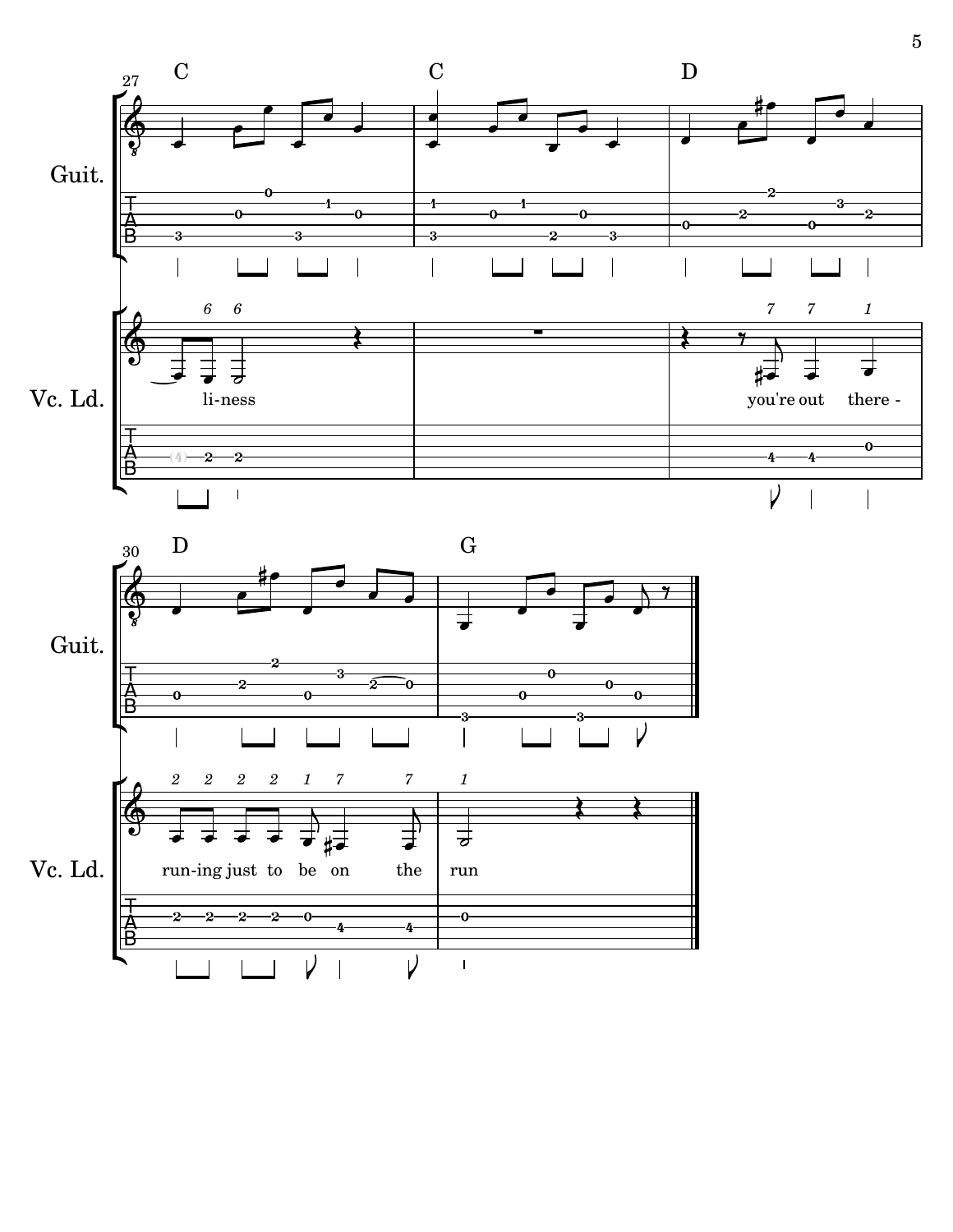27

C C D

Guit.

Vc. Ld.

li-ness you're out there -

30

D G

Guit.

Vc. Ld.

run-ing just to be on the run